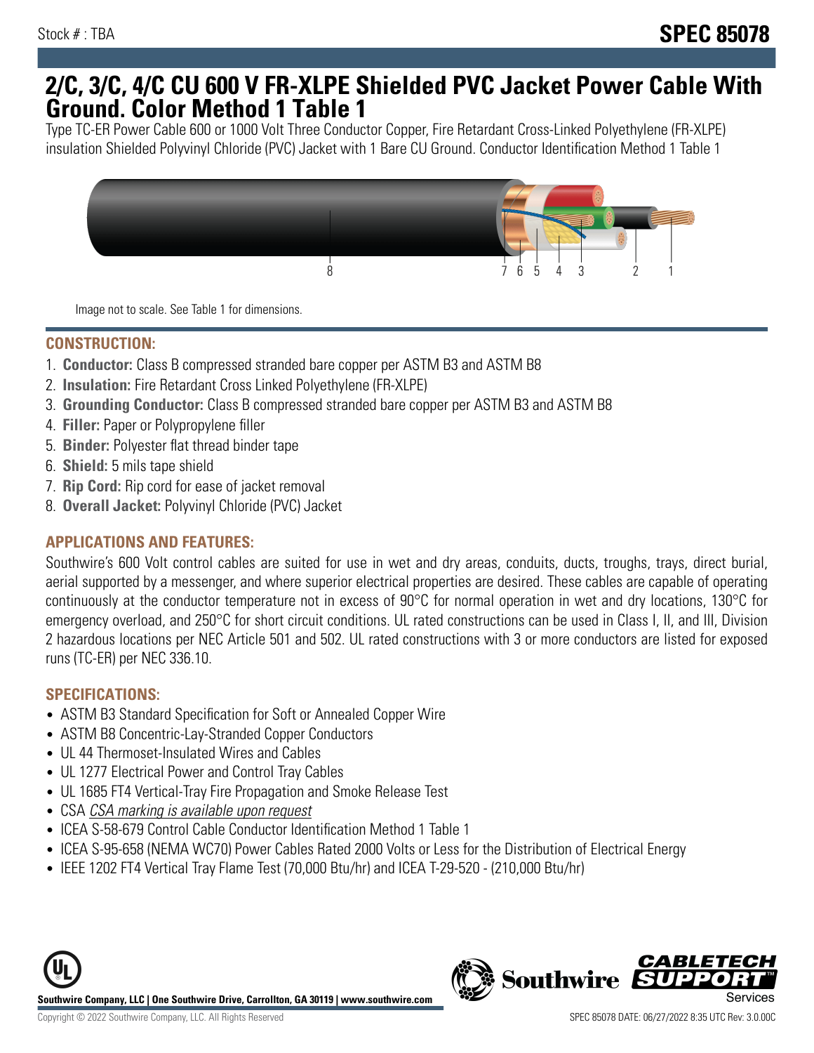Stock # : TBA

# SPEC 85078

# 2/C, 3/C, 4/C CU 600 V FR-XLPE Shielded PVC Jacket Power Cable With Ground. Color Method 1 Table 1

Type TC-ER Power Cable 600 or 1000 Volt Three Conductor Copper, Fire Retardant Cross-Linked Polyethylene (FR-XLPE) insulation Shielded Polyvinyl Chloride (PVC) Jacket with 1 Bare CU Ground. Conductor Identification Method 1 Table 1

Image not to scale. See Table 1 for dimensions.

## CONSTRUCTION:

1. **Conductor:** Class B compressed stranded bare copper per ASTM B3 and ASTM B8
2. **Insulation:** Fire Retardant Cross Linked Polyethylene (FR-XLPE)
3. **Grounding Conductor:** Class B compressed stranded bare copper per ASTM B3 and ASTM B8
4. **Filler:** Paper or Polypropylene filler
5. **Binder:** Polyester flat thread binder tape
6. **Shield:** 5 mils tape shield
7. **Rip Cord:** Rip cord for ease of jacket removal
8. **Overall Jacket:** Polyvinyl Chloride (PVC) Jacket

## APPLICATIONS AND FEATURES:

Southwire's 600 Volt control cables are suited for use in wet and dry areas, conduits, ducts, troughs, trays, direct burial, aerial supported by a messenger, and where superior electrical properties are desired. These cables are capable of operating continuously at the conductor temperature not in excess of 90°C for normal operation in wet and dry locations, 130°C for emergency overload, and 250°C for short circuit conditions. UL rated constructions can be used in Class I, II, and III, Division 2 hazardous locations per NEC Article 501 and 502. UL rated constructions with 3 or more conductors are listed for exposed runs (TC-ER) per NEC 336.10.

## SPECIFICATIONS:

- ASTM B3 Standard Specification for Soft or Annealed Copper Wire
- ASTM B8 Concentric-Lay-Stranded Copper Conductors
- UL 44 Thermoset-Insulated Wires and Cables
- UL 1277 Electrical Power and Control Tray Cables
- UL 1685 FT4 Vertical-Tray Fire Propagation and Smoke Release Test
- CSA *CSA marking is available upon request*
- ICEA S-58-679 Control Cable Conductor Identification Method 1 Table 1
- ICEA S-95-658 (NEMA WC70) Power Cables Rated 2000 Volts or Less for the Distribution of Electrical Energy
- IEEE 1202 FT4 Vertical Tray Flame Test (70,000 Btu/hr) and ICEA T-29-520 - (210,000 Btu/hr)

**Southwire Company, LLC | One Southwire Drive, Carrollton, GA 30119 | www.southwire.com**

Copyright © 2022 Southwire Company, LLC. All Rights Reserved

SPEC 85078 DATE: 06/27/2022 8:35 UTC Rev: 3.0.00C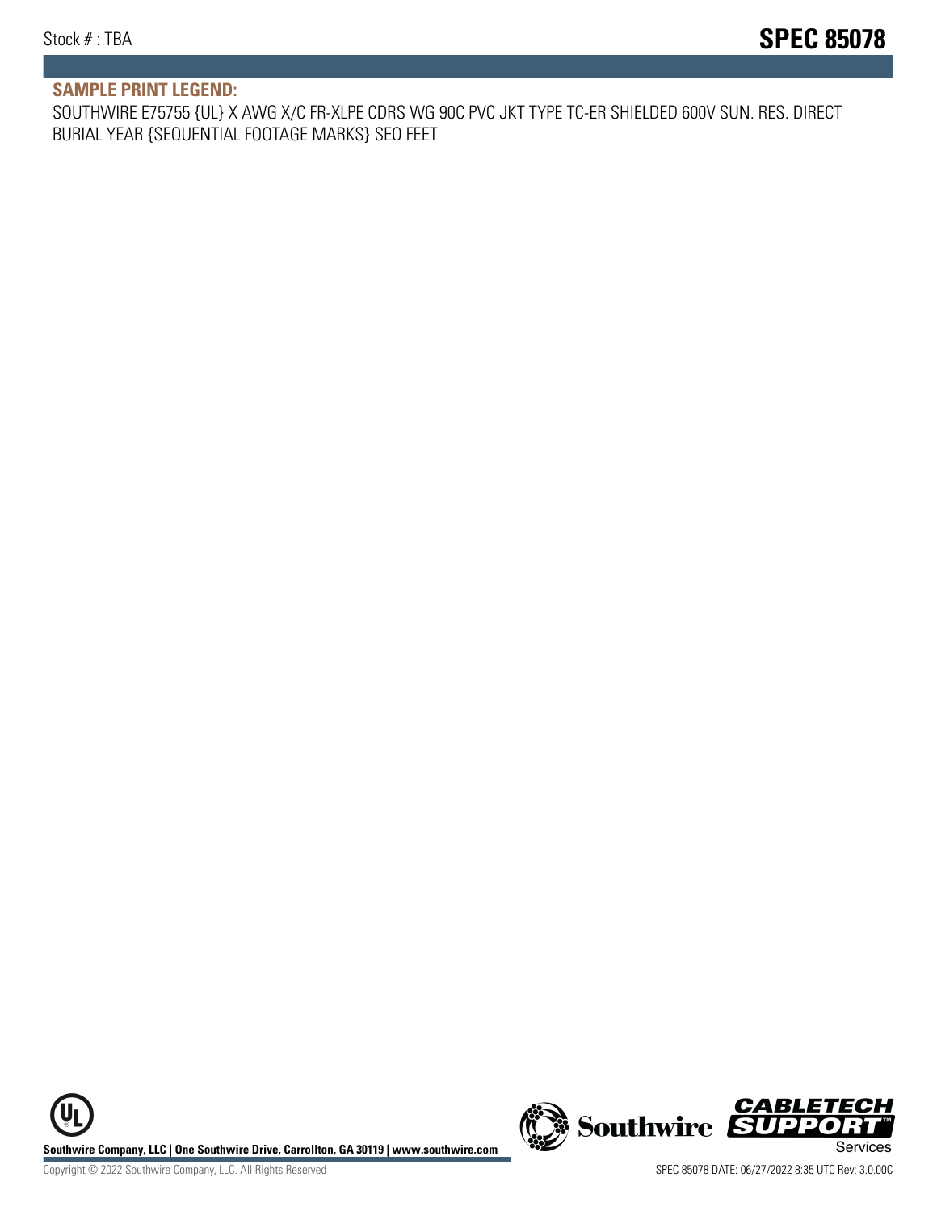## SAMPLE PRINT LEGEND:

SOUTHWIRE E75755 {UL} X AWG X/C FR-XLPE CDRS WG 90C PVC JKT TYPE TC-ER SHIELDED 600V SUN. RES. DIRECT BURIAL YEAR {SEQUENTIAL FOOTAGE MARKS} SEQ FEET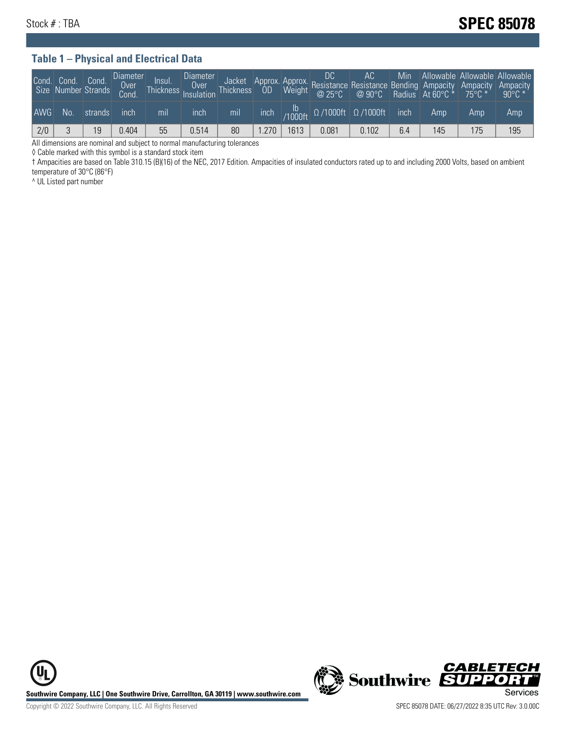### Table 1 – Physical and Electrical Data

| Cond. Size | Cond. Number | Cond. Strands | Diameter Over Cond. | Insul. Thickness | Diameter Over Insulation | Jacket Thickness | Approx. OD | Approx. Weight | DC Resistance @ 25°C | AC Resistance @ 90°C | Min Bending Radius | Allowable Ampacity At 60°C * | Allowable Ampacity 75°C * | Allowable Ampacity 90°C * |
|---|---|---|---|---|---|---|---|---|---|---|---|---|---|---|
| AWG | No. | strands | inch | mil | inch | mil | inch | lb /1000ft | Ω /1000ft | Ω /1000ft | inch | Amp | Amp | Amp |
| 2/0 | 3 | 19 | 0.404 | 55 | 0.514 | 80 | 1.270 | 1613 | 0.081 | 0.102 | 6.4 | 145 | 175 | 195 |

All dimensions are nominal and subject to normal manufacturing tolerances

◊ Cable marked with this symbol is a standard stock item

† Ampacities are based on Table 310.15 (B)(16) of the NEC, 2017 Edition. Ampacities of insulated conductors rated up to and including 2000 Volts, based on ambient temperature of 30°C (86°F)

^ UL Listed part number

**Southwire Company, LLC | One Southwire Drive, Carrollton, GA 30119 | www.southwire.com**

Copyright © 2022 Southwire Company, LLC. All Rights Reserved

SPEC 85078 DATE: 06/27/2022 8:35 UTC Rev: 3.0.00C